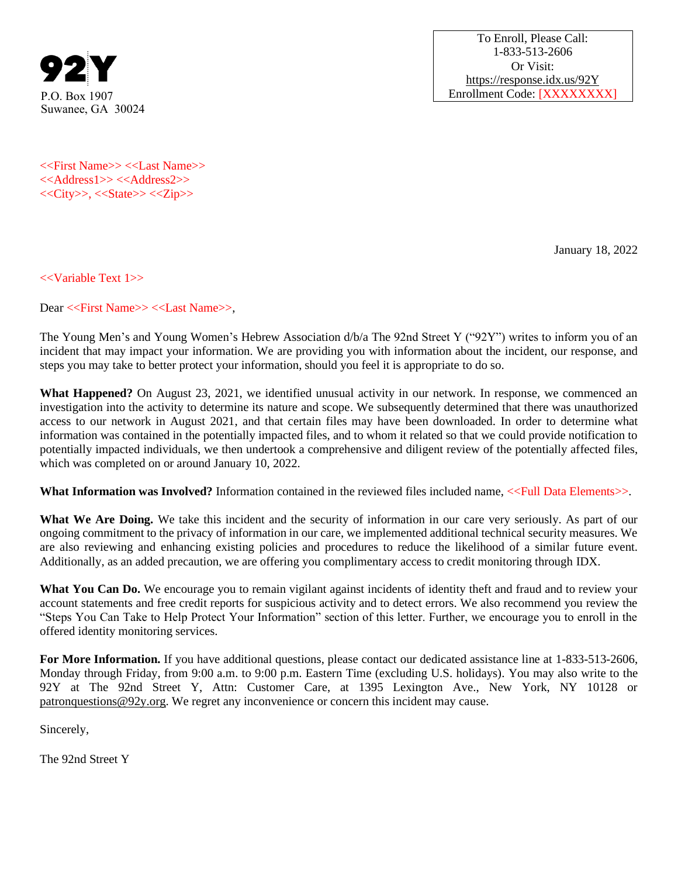**92Y**
P.O. Box 1907
Suwanee, GA 30024

To Enroll, Please Call:
1-833-513-2606
Or Visit:
https://response.idx.us/92Y
Enrollment Code: [XXXXXXXX]

<<First Name>> <<Last Name>>
<<Address1>> <<Address2>>
<<City>>, <<State>> <<Zip>>

January 18, 2022

<<Variable Text 1>>

Dear <<First Name>> <<Last Name>>,

The Young Men's and Young Women's Hebrew Association d/b/a The 92nd Street Y ("92Y") writes to inform you of an incident that may impact your information. We are providing you with information about the incident, our response, and steps you may take to better protect your information, should you feel it is appropriate to do so.

**What Happened?** On August 23, 2021, we identified unusual activity in our network. In response, we commenced an investigation into the activity to determine its nature and scope. We subsequently determined that there was unauthorized access to our network in August 2021, and that certain files may have been downloaded. In order to determine what information was contained in the potentially impacted files, and to whom it related so that we could provide notification to potentially impacted individuals, we then undertook a comprehensive and diligent review of the potentially affected files, which was completed on or around January 10, 2022.

**What Information was Involved?** Information contained in the reviewed files included name, <<Full Data Elements>>.

**What We Are Doing.** We take this incident and the security of information in our care very seriously. As part of our ongoing commitment to the privacy of information in our care, we implemented additional technical security measures. We are also reviewing and enhancing existing policies and procedures to reduce the likelihood of a similar future event. Additionally, as an added precaution, we are offering you complimentary access to credit monitoring through IDX.

**What You Can Do.** We encourage you to remain vigilant against incidents of identity theft and fraud and to review your account statements and free credit reports for suspicious activity and to detect errors. We also recommend you review the "Steps You Can Take to Help Protect Your Information" section of this letter. Further, we encourage you to enroll in the offered identity monitoring services.

**For More Information.** If you have additional questions, please contact our dedicated assistance line at 1-833-513-2606, Monday through Friday, from 9:00 a.m. to 9:00 p.m. Eastern Time (excluding U.S. holidays). You may also write to the 92Y at The 92nd Street Y, Attn: Customer Care, at 1395 Lexington Ave., New York, NY 10128 or patronquestions@92y.org. We regret any inconvenience or concern this incident may cause.

Sincerely,

The 92nd Street Y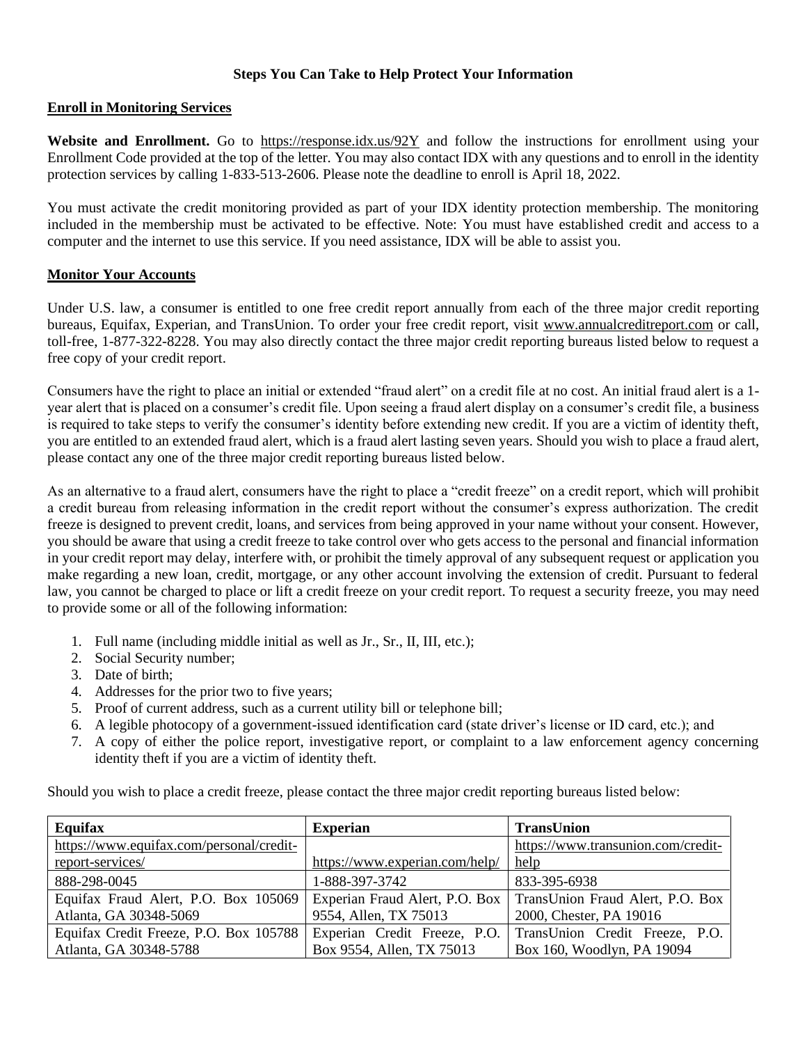**Steps You Can Take to Help Protect Your Information**

**Enroll in Monitoring Services**

**Website and Enrollment.** Go to https://response.idx.us/92Y and follow the instructions for enrollment using your Enrollment Code provided at the top of the letter. You may also contact IDX with any questions and to enroll in the identity protection services by calling 1-833-513-2606. Please note the deadline to enroll is April 18, 2022.

You must activate the credit monitoring provided as part of your IDX identity protection membership. The monitoring included in the membership must be activated to be effective. Note: You must have established credit and access to a computer and the internet to use this service. If you need assistance, IDX will be able to assist you.

**Monitor Your Accounts**

Under U.S. law, a consumer is entitled to one free credit report annually from each of the three major credit reporting bureaus, Equifax, Experian, and TransUnion. To order your free credit report, visit www.annualcreditreport.com or call, toll-free, 1-877-322-8228. You may also directly contact the three major credit reporting bureaus listed below to request a free copy of your credit report.

Consumers have the right to place an initial or extended "fraud alert" on a credit file at no cost. An initial fraud alert is a 1-year alert that is placed on a consumer's credit file. Upon seeing a fraud alert display on a consumer's credit file, a business is required to take steps to verify the consumer's identity before extending new credit. If you are a victim of identity theft, you are entitled to an extended fraud alert, which is a fraud alert lasting seven years. Should you wish to place a fraud alert, please contact any one of the three major credit reporting bureaus listed below.

As an alternative to a fraud alert, consumers have the right to place a "credit freeze" on a credit report, which will prohibit a credit bureau from releasing information in the credit report without the consumer's express authorization. The credit freeze is designed to prevent credit, loans, and services from being approved in your name without your consent. However, you should be aware that using a credit freeze to take control over who gets access to the personal and financial information in your credit report may delay, interfere with, or prohibit the timely approval of any subsequent request or application you make regarding a new loan, credit, mortgage, or any other account involving the extension of credit. Pursuant to federal law, you cannot be charged to place or lift a credit freeze on your credit report. To request a security freeze, you may need to provide some or all of the following information:

1. Full name (including middle initial as well as Jr., Sr., II, III, etc.);
2. Social Security number;
3. Date of birth;
4. Addresses for the prior two to five years;
5. Proof of current address, such as a current utility bill or telephone bill;
6. A legible photocopy of a government-issued identification card (state driver's license or ID card, etc.); and
7. A copy of either the police report, investigative report, or complaint to a law enforcement agency concerning identity theft if you are a victim of identity theft.

Should you wish to place a credit freeze, please contact the three major credit reporting bureaus listed below:

| **Equifax** | **Experian** | **TransUnion** |
|---|---|---|
| https://www.equifax.com/personal/credit-report-services/ | https://www.experian.com/help/ | https://www.transunion.com/credit-help |
| 888-298-0045 | 1-888-397-3742 | 833-395-6938 |
| Equifax Fraud Alert, P.O. Box 105069 Atlanta, GA 30348-5069 | Experian Fraud Alert, P.O. Box 9554, Allen, TX 75013 | TransUnion Fraud Alert, P.O. Box 2000, Chester, PA 19016 |
| Equifax Credit Freeze, P.O. Box 105788 Atlanta, GA 30348-5788 | Experian Credit Freeze, P.O. Box 9554, Allen, TX 75013 | TransUnion Credit Freeze, P.O. Box 160, Woodlyn, PA 19094 |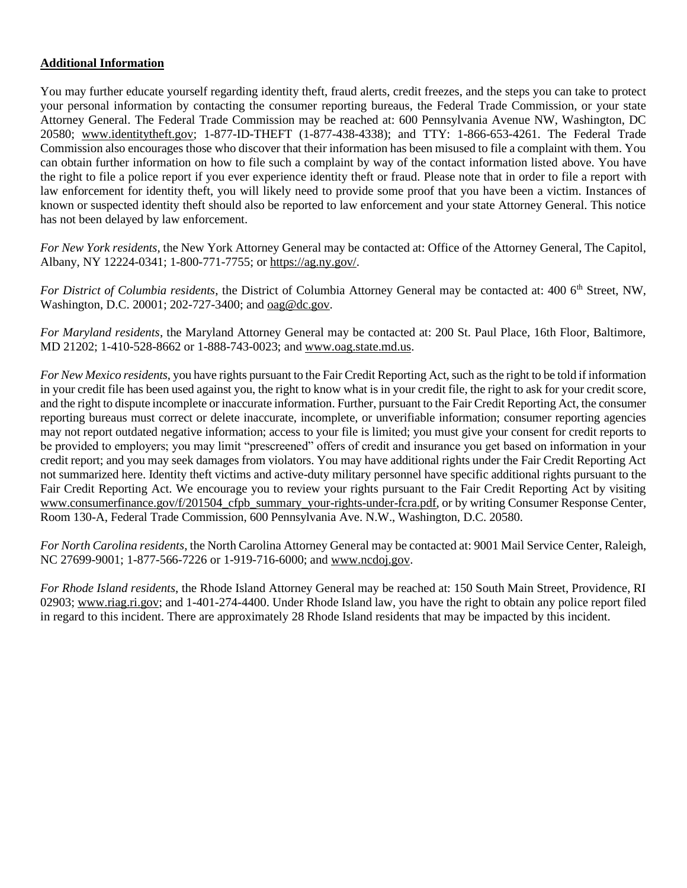**Additional Information**

You may further educate yourself regarding identity theft, fraud alerts, credit freezes, and the steps you can take to protect your personal information by contacting the consumer reporting bureaus, the Federal Trade Commission, or your state Attorney General. The Federal Trade Commission may be reached at: 600 Pennsylvania Avenue NW, Washington, DC 20580; www.identitytheft.gov; 1-877-ID-THEFT (1-877-438-4338); and TTY: 1-866-653-4261. The Federal Trade Commission also encourages those who discover that their information has been misused to file a complaint with them. You can obtain further information on how to file such a complaint by way of the contact information listed above. You have the right to file a police report if you ever experience identity theft or fraud. Please note that in order to file a report with law enforcement for identity theft, you will likely need to provide some proof that you have been a victim. Instances of known or suspected identity theft should also be reported to law enforcement and your state Attorney General. This notice has not been delayed by law enforcement.

*For New York residents*, the New York Attorney General may be contacted at: Office of the Attorney General, The Capitol, Albany, NY 12224-0341; 1-800-771-7755; or https://ag.ny.gov/.

*For District of Columbia residents*, the District of Columbia Attorney General may be contacted at: 400 6th Street, NW, Washington, D.C. 20001; 202-727-3400; and oag@dc.gov.

*For Maryland residents*, the Maryland Attorney General may be contacted at: 200 St. Paul Place, 16th Floor, Baltimore, MD 21202; 1-410-528-8662 or 1-888-743-0023; and www.oag.state.md.us.

*For New Mexico residents*, you have rights pursuant to the Fair Credit Reporting Act, such as the right to be told if information in your credit file has been used against you, the right to know what is in your credit file, the right to ask for your credit score, and the right to dispute incomplete or inaccurate information. Further, pursuant to the Fair Credit Reporting Act, the consumer reporting bureaus must correct or delete inaccurate, incomplete, or unverifiable information; consumer reporting agencies may not report outdated negative information; access to your file is limited; you must give your consent for credit reports to be provided to employers; you may limit "prescreened" offers of credit and insurance you get based on information in your credit report; and you may seek damages from violators. You may have additional rights under the Fair Credit Reporting Act not summarized here. Identity theft victims and active-duty military personnel have specific additional rights pursuant to the Fair Credit Reporting Act. We encourage you to review your rights pursuant to the Fair Credit Reporting Act by visiting www.consumerfinance.gov/f/201504_cfpb_summary_your-rights-under-fcra.pdf, or by writing Consumer Response Center, Room 130-A, Federal Trade Commission, 600 Pennsylvania Ave. N.W., Washington, D.C. 20580.

*For North Carolina residents*, the North Carolina Attorney General may be contacted at: 9001 Mail Service Center, Raleigh, NC 27699-9001; 1-877-566-7226 or 1-919-716-6000; and www.ncdoj.gov.

*For Rhode Island residents*, the Rhode Island Attorney General may be reached at: 150 South Main Street, Providence, RI 02903; www.riag.ri.gov; and 1-401-274-4400. Under Rhode Island law, you have the right to obtain any police report filed in regard to this incident. There are approximately 28 Rhode Island residents that may be impacted by this incident.